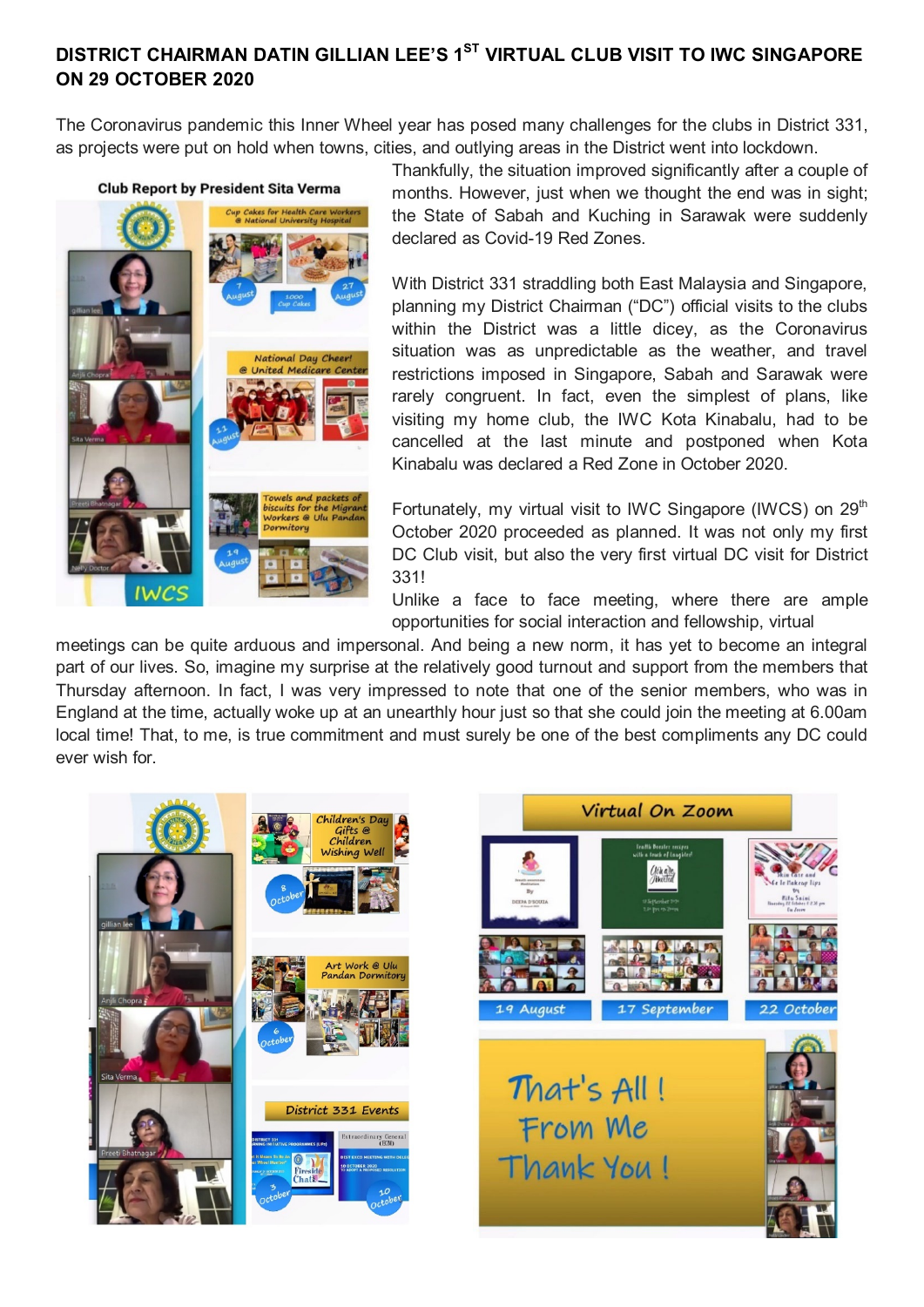# DISTRICT CHAIRMAN DATIN GILLIAN LEE'S 1ST VIRTUAL CLUB VISIT TO IWC SINGAPORE ON 29 OCTOBER 2020

The Coronavirus pandemic this Inner Wheel year has posed many challenges for the clubs in District 331, as projects were put on hold when towns, cities, and outlying areas in the District went into lockdown. Thankfully, the situation improved significantly after a couple of months. However, just when we thought the end was in sight; the State of Sabah and Kuching in Sarawak were suddenly declared as Covid-19 Red Zones.

With District 331 straddling both East Malaysia and Singapore, planning my District Chairman ("DC") official visits to the clubs within the District was a little dicey, as the Coronavirus situation was as unpredictable as the weather, and travel restrictions imposed in Singapore, Sabah and Sarawak were rarely congruent. In fact, even the simplest of plans, like visiting my home club, the IWC Kota Kinabalu, had to be cancelled at the last minute and postponed when Kota Kinabalu was declared a Red Zone in October 2020.

Fortunately, my virtual visit to IWC Singapore (IWCS) on 29th October 2020 proceeded as planned. It was not only my first DC Club visit, but also the very first virtual DC visit for District 331!

Unlike a face to face meeting, where there are ample opportunities for social interaction and fellowship, virtual meetings can be quite arduous and impersonal. And being a new norm, it has yet to become an integral part of our lives. So, imagine my surprise at the relatively good turnout and support from the members that Thursday afternoon. In fact, I was very impressed to note that one of the senior members, who was in England at the time, actually woke up at an unearthly hour just so that she could join the meeting at 6.00am local time! That, to me, is true commitment and must surely be one of the best compliments any DC could ever wish for.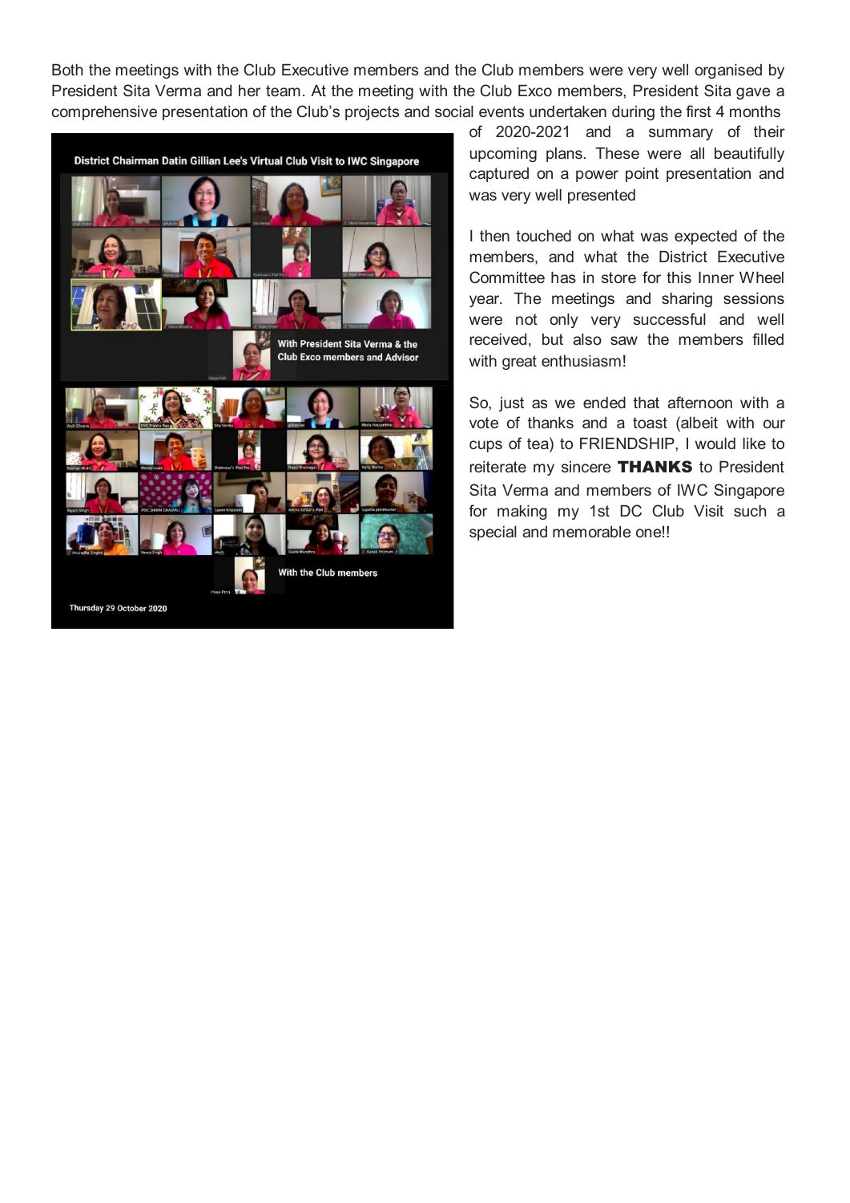Both the meetings with the Club Executive members and the Club members were very well organised by President Sita Verma and her team. At the meeting with the Club Exco members, President Sita gave a comprehensive presentation of the Club's projects and social events undertaken during the first 4 months of 2020-2021 and a summary of their upcoming plans. These were all beautifully captured on a power point presentation and was very well presented

District Chairman Datin Gillian Lee's Virtual Club Visit to IWC Singapore

With President Sita Verma & the Club Exco members and Advisor

With the Club members

Thursday 29 October 2020

I then touched on what was expected of the members, and what the District Executive Committee has in store for this Inner Wheel year. The meetings and sharing sessions were not only very successful and well received, but also saw the members filled with great enthusiasm!

So, just as we ended that afternoon with a vote of thanks and a toast (albeit with our cups of tea) to FRIENDSHIP, I would like to reiterate my sincere **THANKS** to President Sita Verma and members of IWC Singapore for making my 1st DC Club Visit such a special and memorable one!!